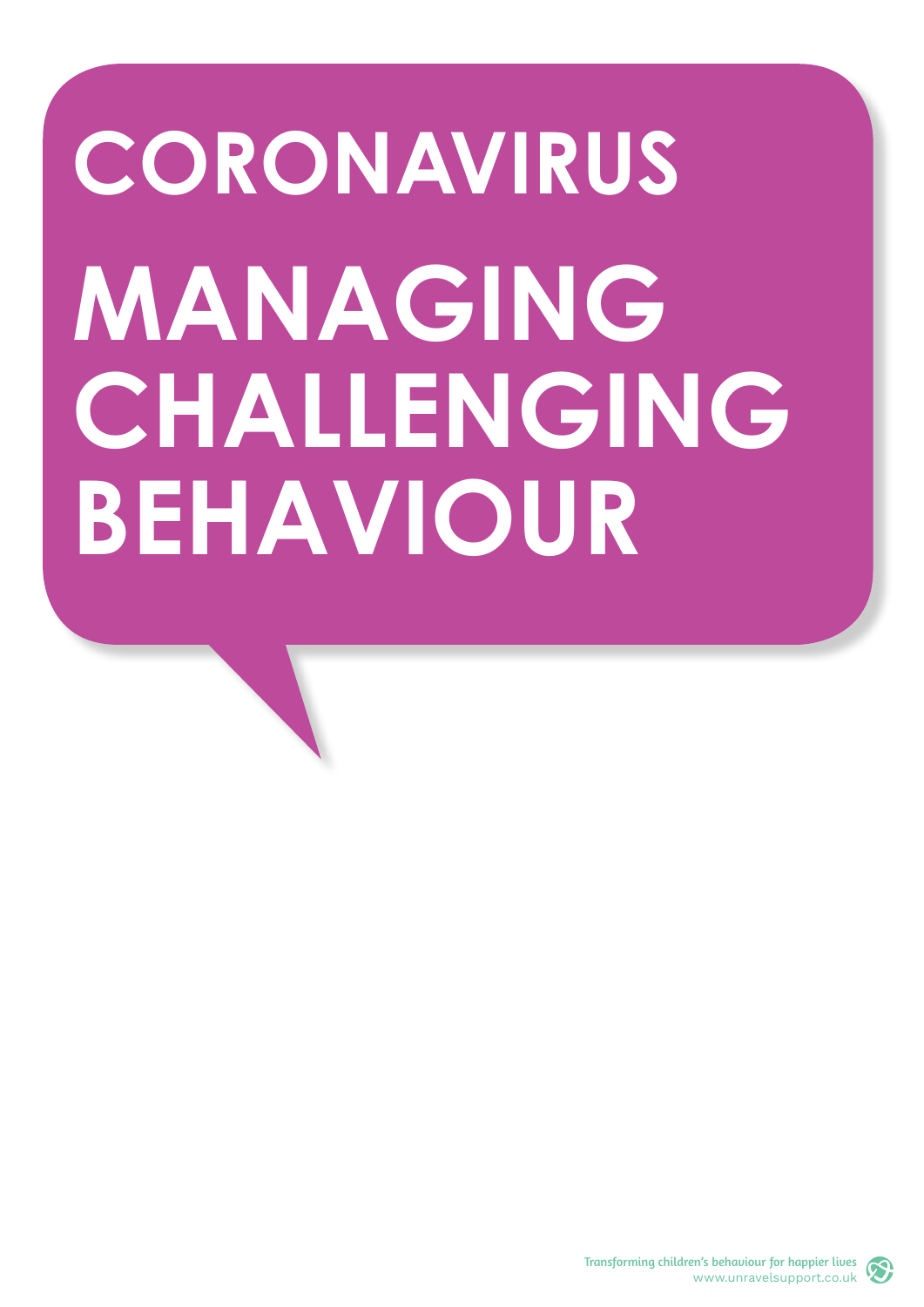# CORONAVIRUS

# MANAGING CHALLENGING BEHAVIOUR

Transforming children's behaviour for happier lives
www.unravelsupport.co.uk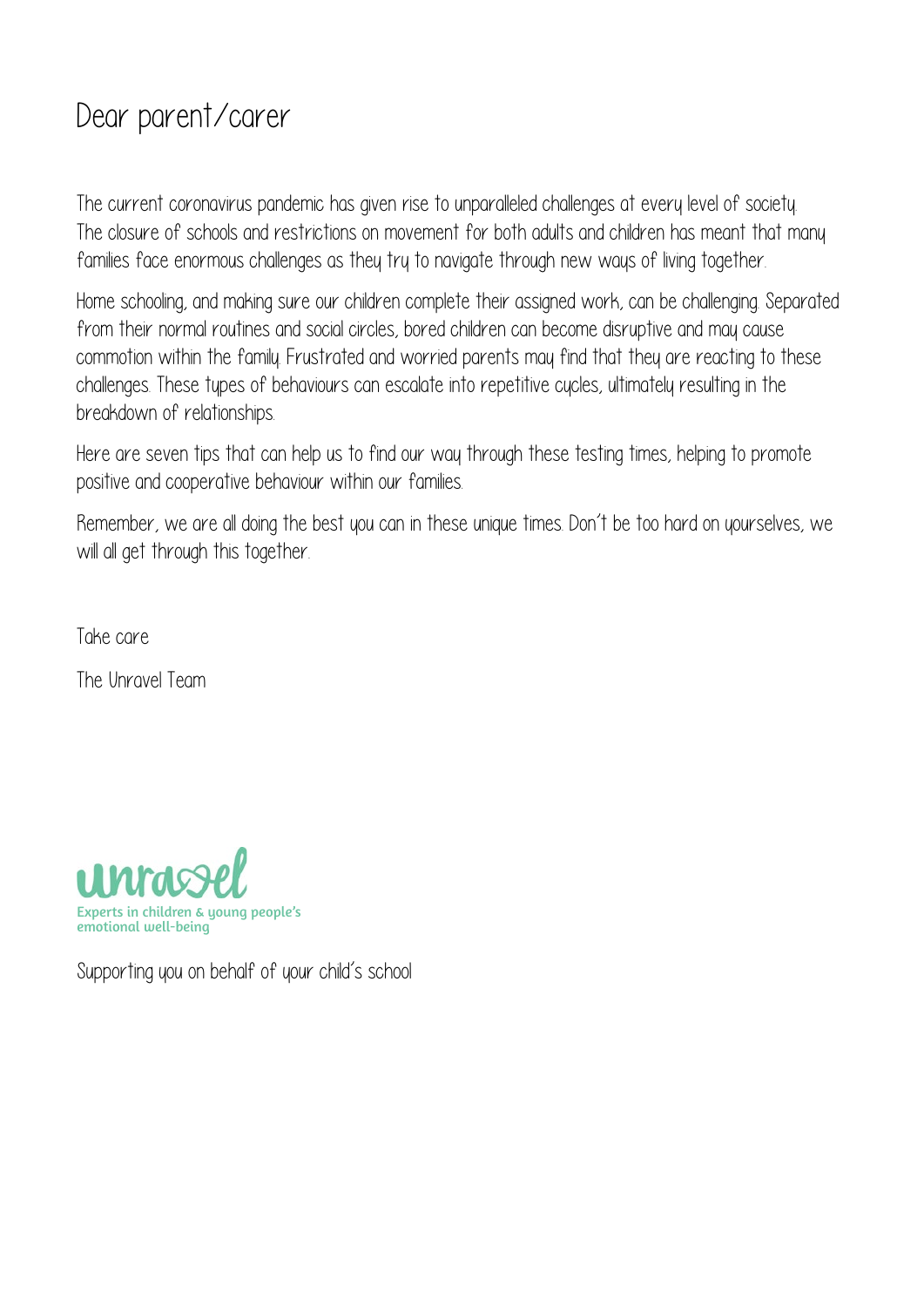# Dear parent/carer

The current coronavirus pandemic has given rise to unparalleled challenges at every level of society. The closure of schools and restrictions on movement for both adults and children has meant that many families face enormous challenges as they try to navigate through new ways of living together.

Home schooling, and making sure our children complete their assigned work, can be challenging. Separated from their normal routines and social circles, bored children can become disruptive and may cause commotion within the family. Frustrated and worried parents may find that they are reacting to these challenges. These types of behaviours can escalate into repetitive cycles, ultimately resulting in the breakdown of relationships.

Here are seven tips that can help us to find our way through these testing times, helping to promote positive and cooperative behaviour within our families.

Remember, we are all doing the best you can in these unique times. Don't be too hard on yourselves, we will all get through this together.

Take care

The Unravel Team

unravel
Experts in children & young people's emotional well-being

Supporting you on behalf of your child's school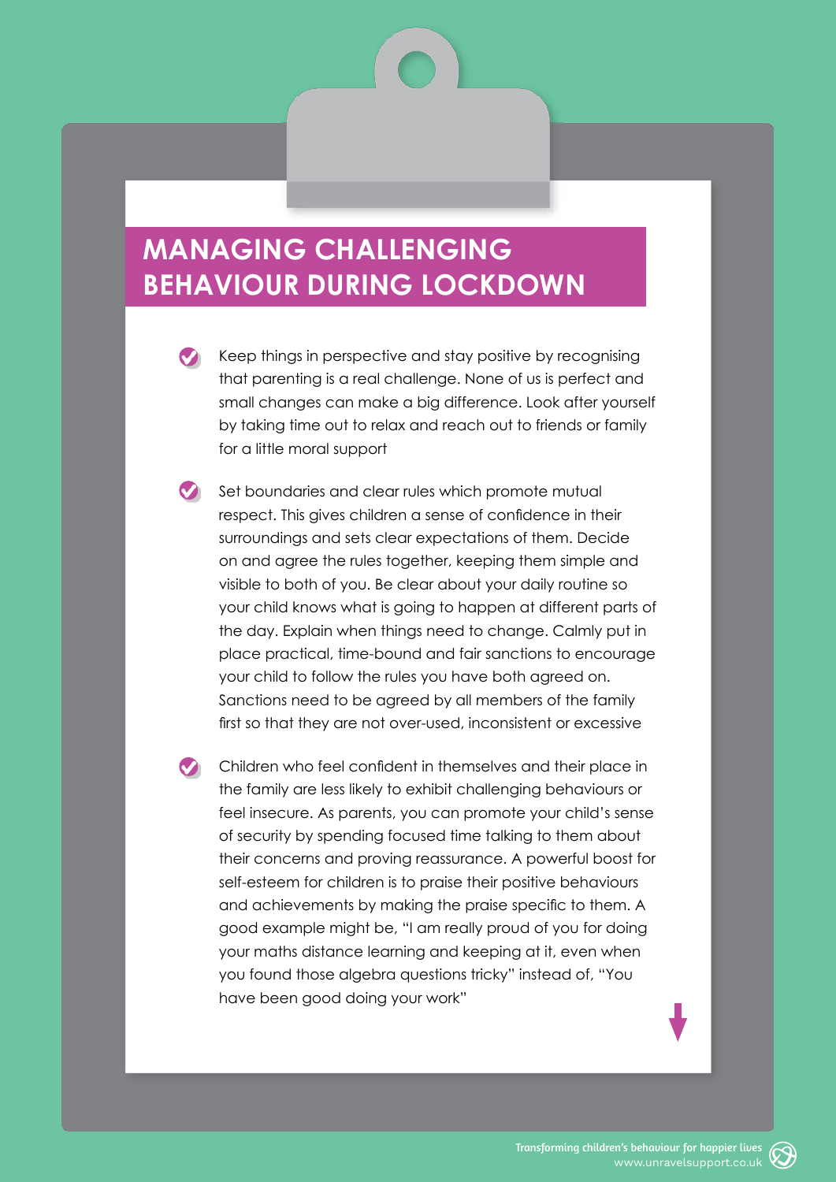# MANAGING CHALLENGING BEHAVIOUR DURING LOCKDOWN

- Keep things in perspective and stay positive by recognising that parenting is a real challenge. None of us is perfect and small changes can make a big difference. Look after yourself by taking time out to relax and reach out to friends or family for a little moral support

- Set boundaries and clear rules which promote mutual respect. This gives children a sense of confidence in their surroundings and sets clear expectations of them. Decide on and agree the rules together, keeping them simple and visible to both of you. Be clear about your daily routine so your child knows what is going to happen at different parts of the day. Explain when things need to change. Calmly put in place practical, time-bound and fair sanctions to encourage your child to follow the rules you have both agreed on. Sanctions need to be agreed by all members of the family first so that they are not over-used, inconsistent or excessive

- Children who feel confident in themselves and their place in the family are less likely to exhibit challenging behaviours or feel insecure. As parents, you can promote your child's sense of security by spending focused time talking to them about their concerns and proving reassurance. A powerful boost for self-esteem for children is to praise their positive behaviours and achievements by making the praise specific to them. A good example might be, "I am really proud of you for doing your maths distance learning and keeping at it, even when you found those algebra questions tricky" instead of, "You have been good doing your work"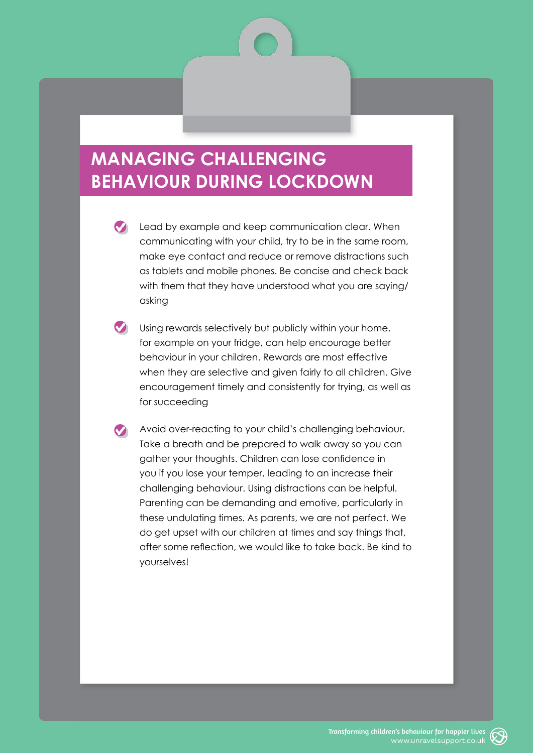# MANAGING CHALLENGING BEHAVIOUR DURING LOCKDOWN

- Lead by example and keep communication clear. When communicating with your child, try to be in the same room, make eye contact and reduce or remove distractions such as tablets and mobile phones. Be concise and check back with them that they have understood what you are saying/asking

- Using rewards selectively but publicly within your home, for example on your fridge, can help encourage better behaviour in your children. Rewards are most effective when they are selective and given fairly to all children. Give encouragement timely and consistently for trying, as well as for succeeding

- Avoid over-reacting to your child's challenging behaviour. Take a breath and be prepared to walk away so you can gather your thoughts. Children can lose confidence in you if you lose your temper, leading to an increase their challenging behaviour. Using distractions can be helpful. Parenting can be demanding and emotive, particularly in these undulating times. As parents, we are not perfect. We do get upset with our children at times and say things that, after some reflection, we would like to take back. Be kind to yourselves!

*Transforming children's behaviour for happier lives*
www.unravelsupport.co.uk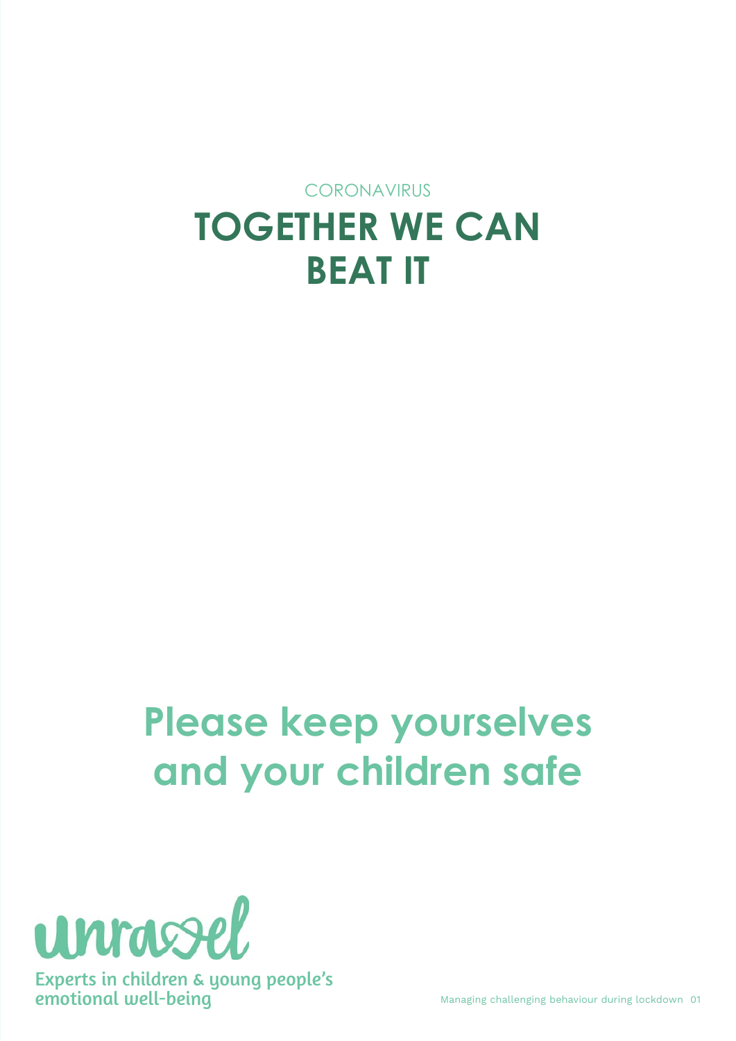CORONAVIRUS

# TOGETHER WE CAN BEAT IT

## Please keep yourselves and your children safe

unravel

Experts in children & young people's emotional well-being